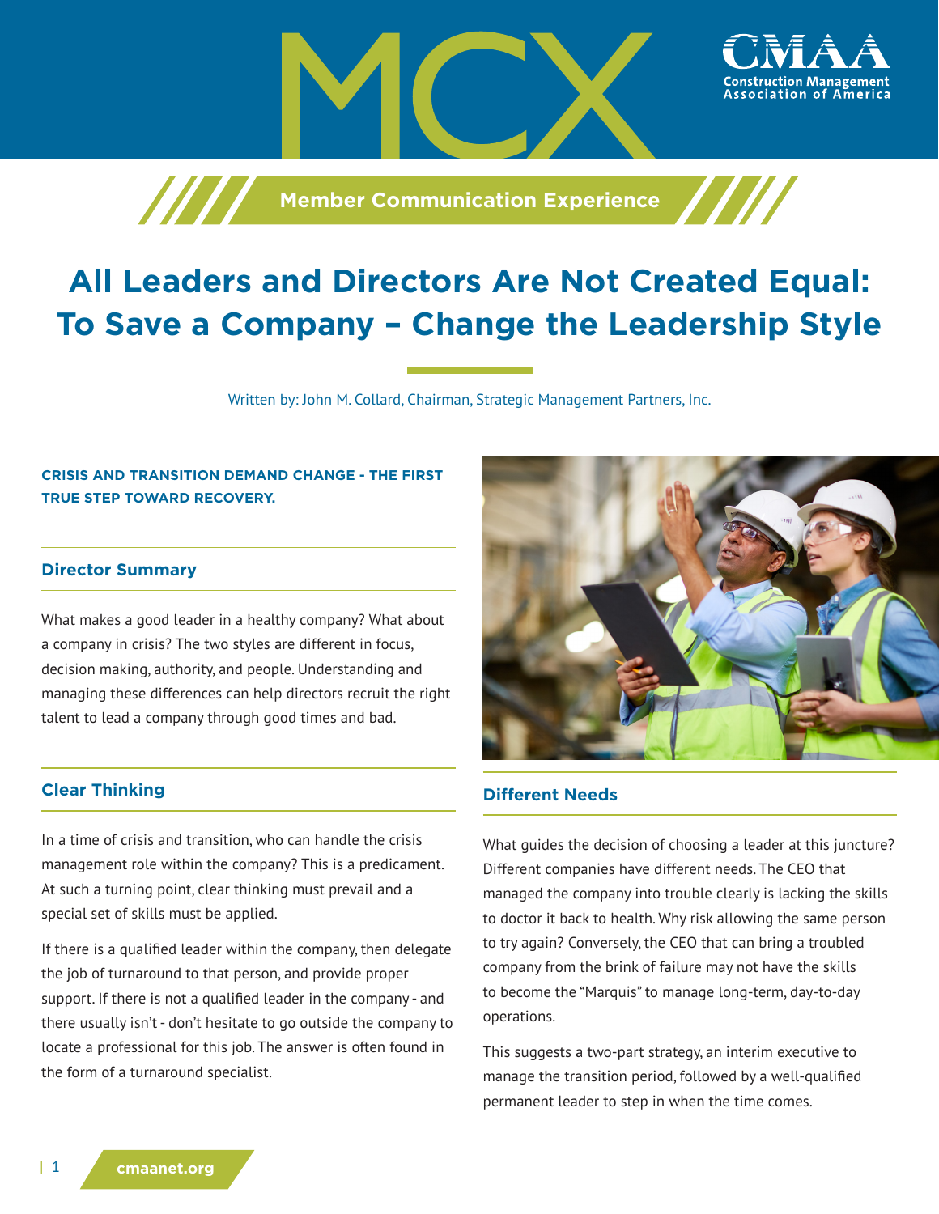# All Leaders and Directors Are Not Created Equal: To Save a Company – Change the Leadership Style

Written by: John M. Collard, Chairman, Strategic Management Partners, Inc.

**CRISIS AND TRANSITION DEMAND CHANGE - THE FIRST TRUE STEP TOWARD RECOVERY.**

## Director Summary

What makes a good leader in a healthy company? What about a company in crisis? The two styles are different in focus, decision making, authority, and people. Understanding and managing these differences can help directors recruit the right talent to lead a company through good times and bad.

## Clear Thinking

In a time of crisis and transition, who can handle the crisis management role within the company? This is a predicament. At such a turning point, clear thinking must prevail and a special set of skills must be applied.

If there is a qualified leader within the company, then delegate the job of turnaround to that person, and provide proper support. If there is not a qualified leader in the company - and there usually isn't - don't hesitate to go outside the company to locate a professional for this job. The answer is often found in the form of a turnaround specialist.

## Different Needs

What guides the decision of choosing a leader at this juncture? Different companies have different needs. The CEO that managed the company into trouble clearly is lacking the skills to doctor it back to health. Why risk allowing the same person to try again? Conversely, the CEO that can bring a troubled company from the brink of failure may not have the skills to become the "Marquis" to manage long-term, day-to-day operations.

This suggests a two-part strategy, an interim executive to manage the transition period, followed by a well-qualified permanent leader to step in when the time comes.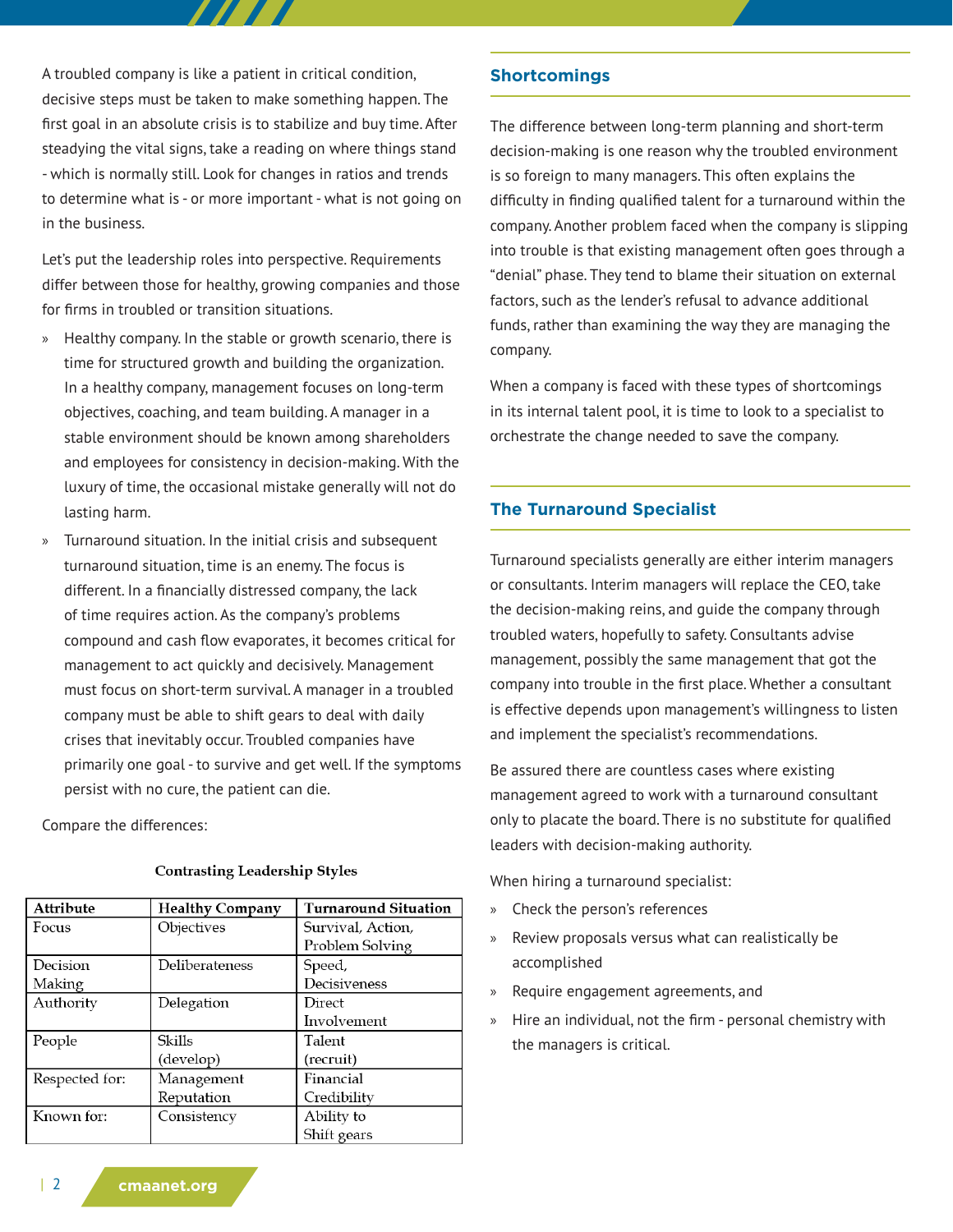A troubled company is like a patient in critical condition, decisive steps must be taken to make something happen. The first goal in an absolute crisis is to stabilize and buy time. After steadying the vital signs, take a reading on where things stand - which is normally still. Look for changes in ratios and trends to determine what is - or more important - what is not going on in the business.

Let's put the leadership roles into perspective. Requirements differ between those for healthy, growing companies and those for firms in troubled or transition situations.

- Healthy company. In the stable or growth scenario, there is time for structured growth and building the organization. In a healthy company, management focuses on long-term objectives, coaching, and team building. A manager in a stable environment should be known among shareholders and employees for consistency in decision-making. With the luxury of time, the occasional mistake generally will not do lasting harm.
- Turnaround situation. In the initial crisis and subsequent turnaround situation, time is an enemy. The focus is different. In a financially distressed company, the lack of time requires action. As the company's problems compound and cash flow evaporates, it becomes critical for management to act quickly and decisively. Management must focus on short-term survival. A manager in a troubled company must be able to shift gears to deal with daily crises that inevitably occur. Troubled companies have primarily one goal - to survive and get well. If the symptoms persist with no cure, the patient can die.

Compare the differences:

**Contrasting Leadership Styles**

| Attribute | Healthy Company | Turnaround Situation |
|---|---|---|
| Focus | Objectives | Survival, Action, Problem Solving |
| Decision Making | Deliberateness | Speed, Decisiveness |
| Authority | Delegation | Direct Involvement |
| People | Skills (develop) | Talent (recruit) |
| Respected for: | Management Reputation | Financial Credibility |
| Known for: | Consistency | Ability to Shift gears |

## Shortcomings

The difference between long-term planning and short-term decision-making is one reason why the troubled environment is so foreign to many managers. This often explains the difficulty in finding qualified talent for a turnaround within the company. Another problem faced when the company is slipping into trouble is that existing management often goes through a "denial" phase. They tend to blame their situation on external factors, such as the lender's refusal to advance additional funds, rather than examining the way they are managing the company.

When a company is faced with these types of shortcomings in its internal talent pool, it is time to look to a specialist to orchestrate the change needed to save the company.

## The Turnaround Specialist

Turnaround specialists generally are either interim managers or consultants. Interim managers will replace the CEO, take the decision-making reins, and guide the company through troubled waters, hopefully to safety. Consultants advise management, possibly the same management that got the company into trouble in the first place. Whether a consultant is effective depends upon management's willingness to listen and implement the specialist's recommendations.

Be assured there are countless cases where existing management agreed to work with a turnaround consultant only to placate the board. There is no substitute for qualified leaders with decision-making authority.

When hiring a turnaround specialist:

- Check the person's references
- Review proposals versus what can realistically be accomplished
- Require engagement agreements, and
- Hire an individual, not the firm - personal chemistry with the managers is critical.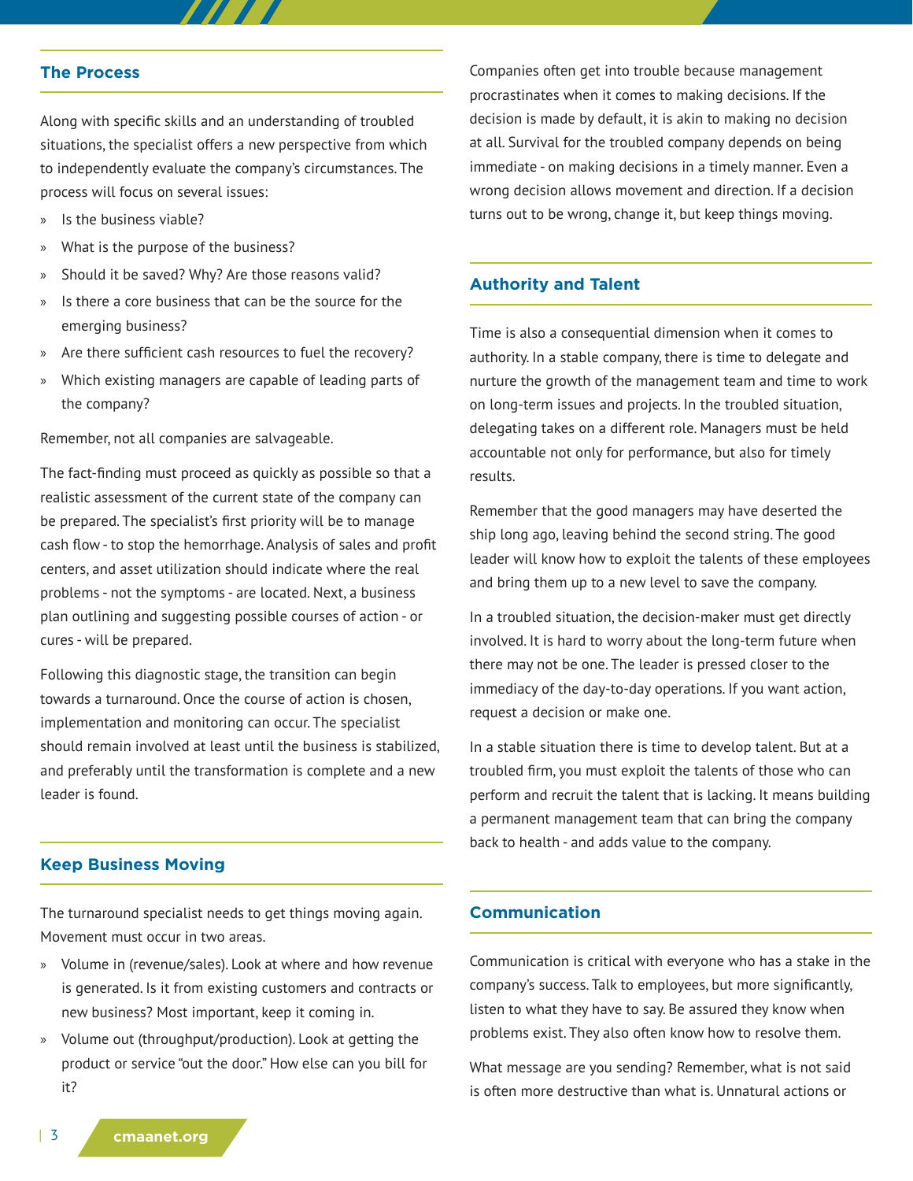## The Process

Along with specific skills and an understanding of troubled situations, the specialist offers a new perspective from which to independently evaluate the company's circumstances. The process will focus on several issues:

- Is the business viable?
- What is the purpose of the business?
- Should it be saved? Why? Are those reasons valid?
- Is there a core business that can be the source for the emerging business?
- Are there sufficient cash resources to fuel the recovery?
- Which existing managers are capable of leading parts of the company?

Remember, not all companies are salvageable.

The fact-finding must proceed as quickly as possible so that a realistic assessment of the current state of the company can be prepared. The specialist's first priority will be to manage cash flow - to stop the hemorrhage. Analysis of sales and profit centers, and asset utilization should indicate where the real problems - not the symptoms - are located. Next, a business plan outlining and suggesting possible courses of action - or cures - will be prepared.

Following this diagnostic stage, the transition can begin towards a turnaround. Once the course of action is chosen, implementation and monitoring can occur. The specialist should remain involved at least until the business is stabilized, and preferably until the transformation is complete and a new leader is found.

## Keep Business Moving

The turnaround specialist needs to get things moving again. Movement must occur in two areas.

- Volume in (revenue/sales). Look at where and how revenue is generated. Is it from existing customers and contracts or new business? Most important, keep it coming in.
- Volume out (throughput/production). Look at getting the product or service "out the door." How else can you bill for it?

Companies often get into trouble because management procrastinates when it comes to making decisions. If the decision is made by default, it is akin to making no decision at all. Survival for the troubled company depends on being immediate - on making decisions in a timely manner. Even a wrong decision allows movement and direction. If a decision turns out to be wrong, change it, but keep things moving.

## Authority and Talent

Time is also a consequential dimension when it comes to authority. In a stable company, there is time to delegate and nurture the growth of the management team and time to work on long-term issues and projects. In the troubled situation, delegating takes on a different role. Managers must be held accountable not only for performance, but also for timely results.

Remember that the good managers may have deserted the ship long ago, leaving behind the second string. The good leader will know how to exploit the talents of these employees and bring them up to a new level to save the company.

In a troubled situation, the decision-maker must get directly involved. It is hard to worry about the long-term future when there may not be one. The leader is pressed closer to the immediacy of the day-to-day operations. If you want action, request a decision or make one.

In a stable situation there is time to develop talent. But at a troubled firm, you must exploit the talents of those who can perform and recruit the talent that is lacking. It means building a permanent management team that can bring the company back to health - and adds value to the company.

## Communication

Communication is critical with everyone who has a stake in the company's success. Talk to employees, but more significantly, listen to what they have to say. Be assured they know when problems exist. They also often know how to resolve them.

What message are you sending? Remember, what is not said is often more destructive than what is. Unnatural actions or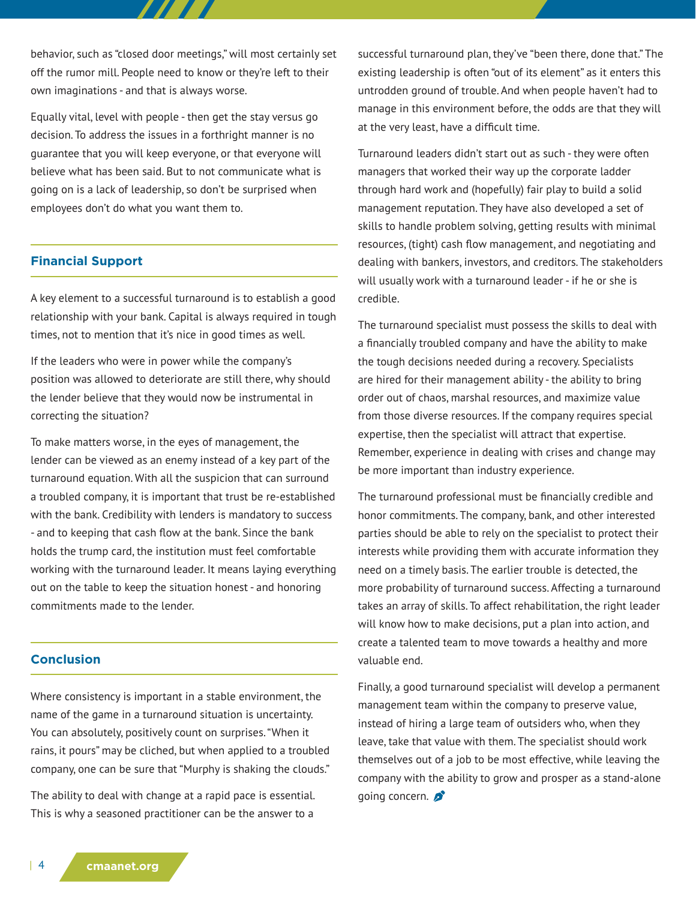behavior, such as "closed door meetings," will most certainly set off the rumor mill. People need to know or they're left to their own imaginations - and that is always worse.

Equally vital, level with people - then get the stay versus go decision. To address the issues in a forthright manner is no guarantee that you will keep everyone, or that everyone will believe what has been said. But to not communicate what is going on is a lack of leadership, so don't be surprised when employees don't do what you want them to.

## Financial Support

A key element to a successful turnaround is to establish a good relationship with your bank. Capital is always required in tough times, not to mention that it's nice in good times as well.

If the leaders who were in power while the company's position was allowed to deteriorate are still there, why should the lender believe that they would now be instrumental in correcting the situation?

To make matters worse, in the eyes of management, the lender can be viewed as an enemy instead of a key part of the turnaround equation. With all the suspicion that can surround a troubled company, it is important that trust be re-established with the bank. Credibility with lenders is mandatory to success - and to keeping that cash flow at the bank. Since the bank holds the trump card, the institution must feel comfortable working with the turnaround leader. It means laying everything out on the table to keep the situation honest - and honoring commitments made to the lender.

## Conclusion

Where consistency is important in a stable environment, the name of the game in a turnaround situation is uncertainty. You can absolutely, positively count on surprises. "When it rains, it pours" may be cliched, but when applied to a troubled company, one can be sure that "Murphy is shaking the clouds."

The ability to deal with change at a rapid pace is essential. This is why a seasoned practitioner can be the answer to a successful turnaround plan, they've "been there, done that." The existing leadership is often "out of its element" as it enters this untrodden ground of trouble. And when people haven't had to manage in this environment before, the odds are that they will at the very least, have a difficult time.

Turnaround leaders didn't start out as such - they were often managers that worked their way up the corporate ladder through hard work and (hopefully) fair play to build a solid management reputation. They have also developed a set of skills to handle problem solving, getting results with minimal resources, (tight) cash flow management, and negotiating and dealing with bankers, investors, and creditors. The stakeholders will usually work with a turnaround leader - if he or she is credible.

The turnaround specialist must possess the skills to deal with a financially troubled company and have the ability to make the tough decisions needed during a recovery. Specialists are hired for their management ability - the ability to bring order out of chaos, marshal resources, and maximize value from those diverse resources. If the company requires special expertise, then the specialist will attract that expertise. Remember, experience in dealing with crises and change may be more important than industry experience.

The turnaround professional must be financially credible and honor commitments. The company, bank, and other interested parties should be able to rely on the specialist to protect their interests while providing them with accurate information they need on a timely basis. The earlier trouble is detected, the more probability of turnaround success. Affecting a turnaround takes an array of skills. To affect rehabilitation, the right leader will know how to make decisions, put a plan into action, and create a talented team to move towards a healthy and more valuable end.

Finally, a good turnaround specialist will develop a permanent management team within the company to preserve value, instead of hiring a large team of outsiders who, when they leave, take that value with them. The specialist should work themselves out of a job to be most effective, while leaving the company with the ability to grow and prosper as a stand-alone going concern.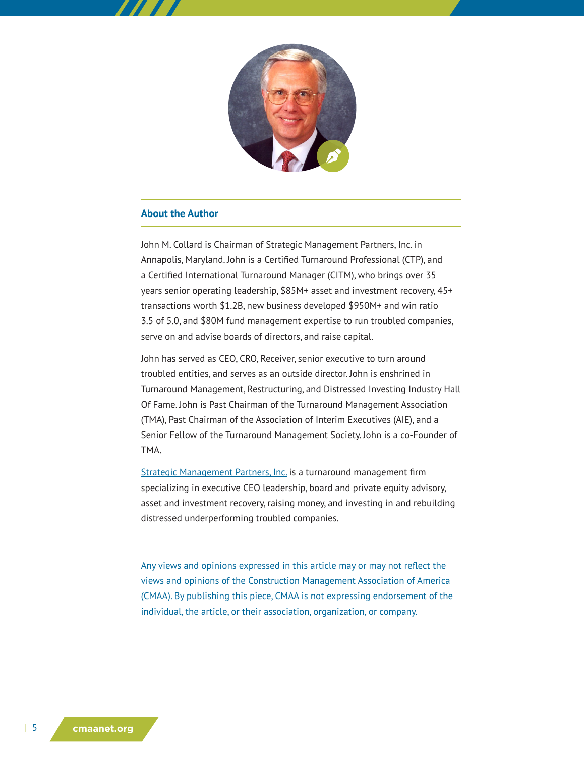## About the Author

John M. Collard is Chairman of Strategic Management Partners, Inc. in Annapolis, Maryland. John is a Certified Turnaround Professional (CTP), and a Certified International Turnaround Manager (CITM), who brings over 35 years senior operating leadership, $85M+ asset and investment recovery, 45+ transactions worth $1.2B, new business developed $950M+ and win ratio 3.5 of 5.0, and $80M fund management expertise to run troubled companies, serve on and advise boards of directors, and raise capital.

John has served as CEO, CRO, Receiver, senior executive to turn around troubled entities, and serves as an outside director. John is enshrined in Turnaround Management, Restructuring, and Distressed Investing Industry Hall Of Fame. John is Past Chairman of the Turnaround Management Association (TMA), Past Chairman of the Association of Interim Executives (AIE), and a Senior Fellow of the Turnaround Management Society. John is a co-Founder of TMA.

Strategic Management Partners, Inc. is a turnaround management firm specializing in executive CEO leadership, board and private equity advisory, asset and investment recovery, raising money, and investing in and rebuilding distressed underperforming troubled companies.

Any views and opinions expressed in this article may or may not reflect the views and opinions of the Construction Management Association of America (CMAA). By publishing this piece, CMAA is not expressing endorsement of the individual, the article, or their association, organization, or company.